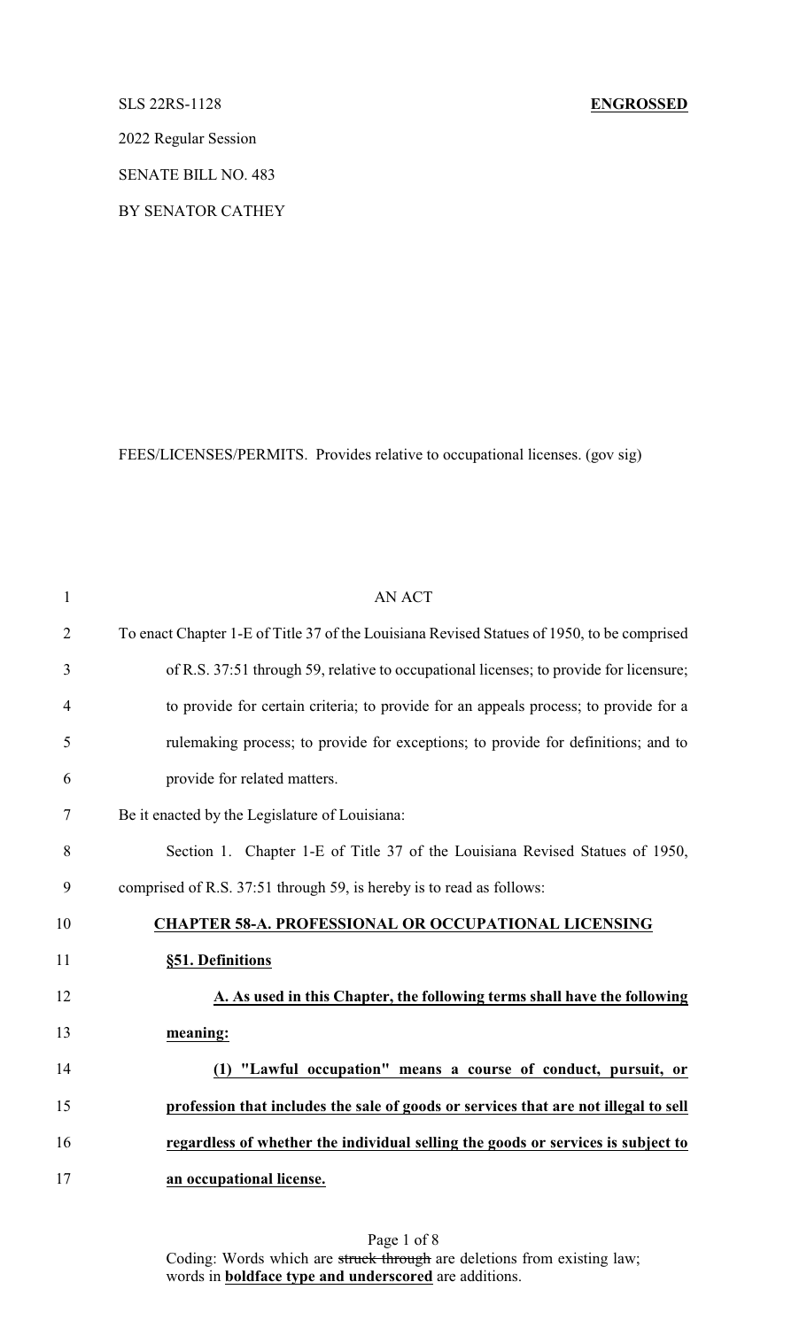SLS 22RS-1128 **ENGROSSED**

2022 Regular Session

SENATE BILL NO. 483

BY SENATOR CATHEY

FEES/LICENSES/PERMITS. Provides relative to occupational licenses. (gov sig)

AN ACT

To enact Chapter 1-E of Title 37 of the Louisiana Revised Statues of 1950, to be comprised of R.S. 37:51 through 59, relative to occupational licenses; to provide for licensure; to provide for certain criteria; to provide for an appeals process; to provide for a rulemaking process; to provide for exceptions; to provide for definitions; and to provide for related matters.

Be it enacted by the Legislature of Louisiana:

Section 1. Chapter 1-E of Title 37 of the Louisiana Revised Statues of 1950, comprised of R.S. 37:51 through 59, is hereby is to read as follows:

**CHAPTER 58-A. PROFESSIONAL OR OCCUPATIONAL LICENSING**

**§51. Definitions**

**A. As used in this Chapter, the following terms shall have the following meaning:**

**(1) "Lawful occupation" means a course of conduct, pursuit, or profession that includes the sale of goods or services that are not illegal to sell regardless of whether the individual selling the goods or services is subject to an occupational license.**

Coding: Words which are ~~struck through~~ are deletions from existing law; words in **boldface type and underscored** are additions.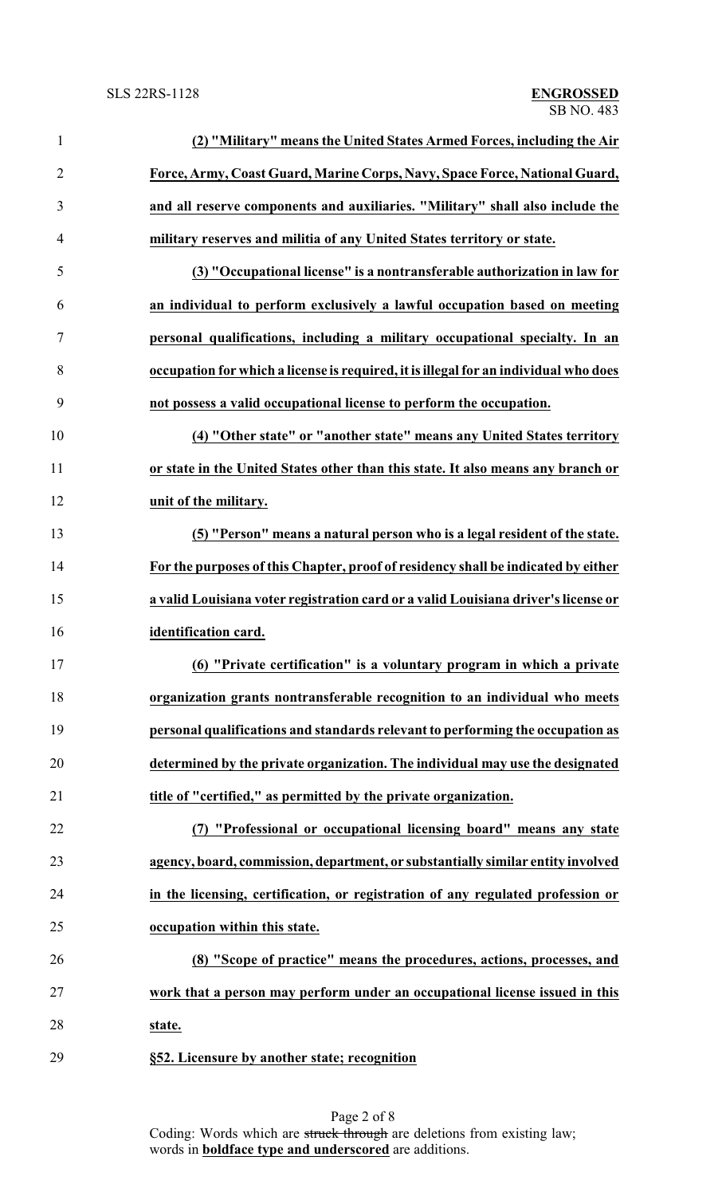**(2) "Military" means the United States Armed Forces, including the Air Force, Army, Coast Guard, Marine Corps, Navy, Space Force, National Guard, and all reserve components and auxiliaries. "Military" shall also include the military reserves and militia of any United States territory or state.**

**(3) "Occupational license" is a nontransferable authorization in law for an individual to perform exclusively a lawful occupation based on meeting personal qualifications, including a military occupational specialty. In an occupation for which a license is required, it is illegal for an individual who does not possess a valid occupational license to perform the occupation.**

**(4) "Other state" or "another state" means any United States territory or state in the United States other than this state. It also means any branch or unit of the military.**

**(5) "Person" means a natural person who is a legal resident of the state. For the purposes of this Chapter, proof of residency shall be indicated by either a valid Louisiana voter registration card or a valid Louisiana driver's license or identification card.**

**(6) "Private certification" is a voluntary program in which a private organization grants nontransferable recognition to an individual who meets personal qualifications and standards relevant to performing the occupation as determined by the private organization. The individual may use the designated title of "certified," as permitted by the private organization.**

**(7) "Professional or occupational licensing board" means any state agency, board, commission, department, or substantially similar entity involved in the licensing, certification, or registration of any regulated profession or occupation within this state.**

**(8) "Scope of practice" means the procedures, actions, processes, and work that a person may perform under an occupational license issued in this state.**

**§52. Licensure by another state; recognition**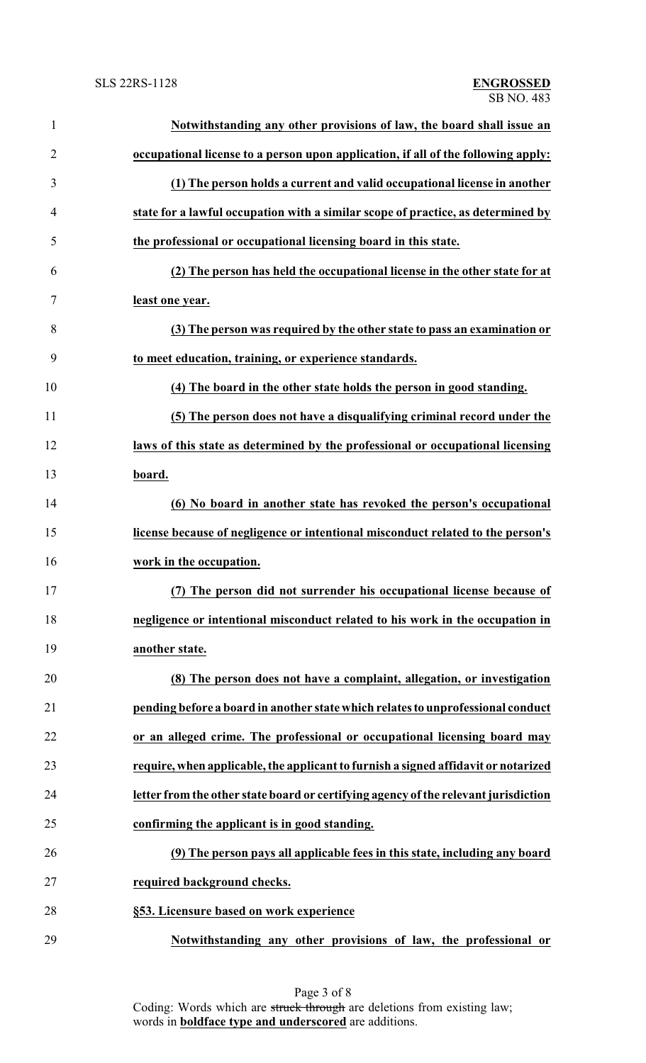**Notwithstanding any other provisions of law, the board shall issue an occupational license to a person upon application, if all of the following apply:**

**(1) The person holds a current and valid occupational license in another state for a lawful occupation with a similar scope of practice, as determined by the professional or occupational licensing board in this state.**

**(2) The person has held the occupational license in the other state for at least one year.**

**(3) The person was required by the other state to pass an examination or to meet education, training, or experience standards.**

**(4) The board in the other state holds the person in good standing.**

**(5) The person does not have a disqualifying criminal record under the laws of this state as determined by the professional or occupational licensing board.**

**(6) No board in another state has revoked the person's occupational license because of negligence or intentional misconduct related to the person's work in the occupation.**

**(7) The person did not surrender his occupational license because of negligence or intentional misconduct related to his work in the occupation in another state.**

**(8) The person does not have a complaint, allegation, or investigation pending before a board in another state which relates to unprofessional conduct or an alleged crime. The professional or occupational licensing board may require, when applicable, the applicant to furnish a signed affidavit or notarized letter from the other state board or certifying agency of the relevant jurisdiction confirming the applicant is in good standing.**

**(9) The person pays all applicable fees in this state, including any board required background checks.**

**§53. Licensure based on work experience**

**Notwithstanding any other provisions of law, the professional or**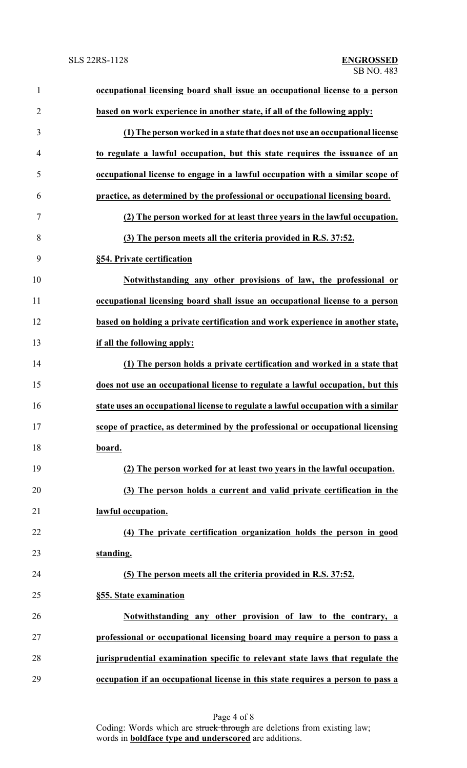**occupational licensing board shall issue an occupational license to a person based on work experience in another state, if all of the following apply:**

**(1) The person worked in a state that does not use an occupational license to regulate a lawful occupation, but this state requires the issuance of an occupational license to engage in a lawful occupation with a similar scope of practice, as determined by the professional or occupational licensing board.**

**(2) The person worked for at least three years in the lawful occupation.**

**(3) The person meets all the criteria provided in R.S. 37:52.**

**§54. Private certification**

**Notwithstanding any other provisions of law, the professional or occupational licensing board shall issue an occupational license to a person based on holding a private certification and work experience in another state, if all the following apply:**

**(1) The person holds a private certification and worked in a state that does not use an occupational license to regulate a lawful occupation, but this state uses an occupational license to regulate a lawful occupation with a similar scope of practice, as determined by the professional or occupational licensing board.**

**(2) The person worked for at least two years in the lawful occupation.**

**(3) The person holds a current and valid private certification in the lawful occupation.**

**(4) The private certification organization holds the person in good standing.**

**(5) The person meets all the criteria provided in R.S. 37:52.**

**§55. State examination**

**Notwithstanding any other provision of law to the contrary, a professional or occupational licensing board may require a person to pass a jurisprudential examination specific to relevant state laws that regulate the occupation if an occupational license in this state requires a person to pass a**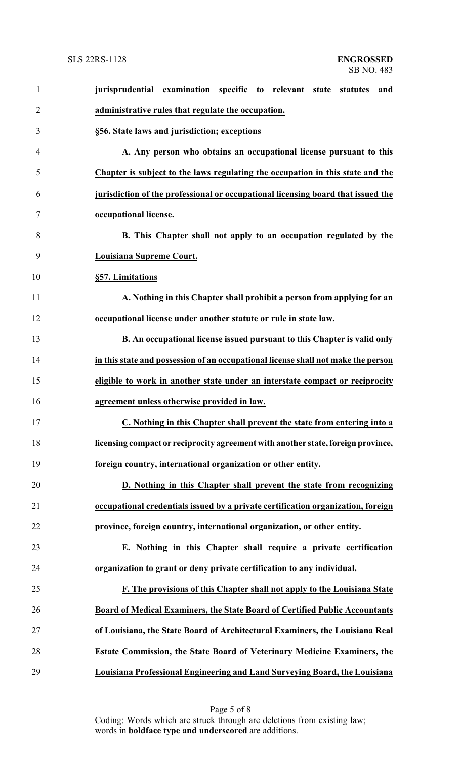**jurisprudential examination specific to relevant state statutes and administrative rules that regulate the occupation.**

**§56. State laws and jurisdiction; exceptions**

**A. Any person who obtains an occupational license pursuant to this Chapter is subject to the laws regulating the occupation in this state and the jurisdiction of the professional or occupational licensing board that issued the occupational license.**

**B. This Chapter shall not apply to an occupation regulated by the Louisiana Supreme Court.**

**§57. Limitations**

**A. Nothing in this Chapter shall prohibit a person from applying for an occupational license under another statute or rule in state law.**

**B. An occupational license issued pursuant to this Chapter is valid only in this state and possession of an occupational license shall not make the person eligible to work in another state under an interstate compact or reciprocity agreement unless otherwise provided in law.**

**C. Nothing in this Chapter shall prevent the state from entering into a licensing compact or reciprocity agreement with another state, foreign province, foreign country, international organization or other entity.**

**D. Nothing in this Chapter shall prevent the state from recognizing occupational credentials issued by a private certification organization, foreign province, foreign country, international organization, or other entity.**

**E. Nothing in this Chapter shall require a private certification organization to grant or deny private certification to any individual.**

**F. The provisions of this Chapter shall not apply to the Louisiana State Board of Medical Examiners, the State Board of Certified Public Accountants of Louisiana, the State Board of Architectural Examiners, the Louisiana Real Estate Commission, the State Board of Veterinary Medicine Examiners, the Louisiana Professional Engineering and Land Surveying Board, the Louisiana**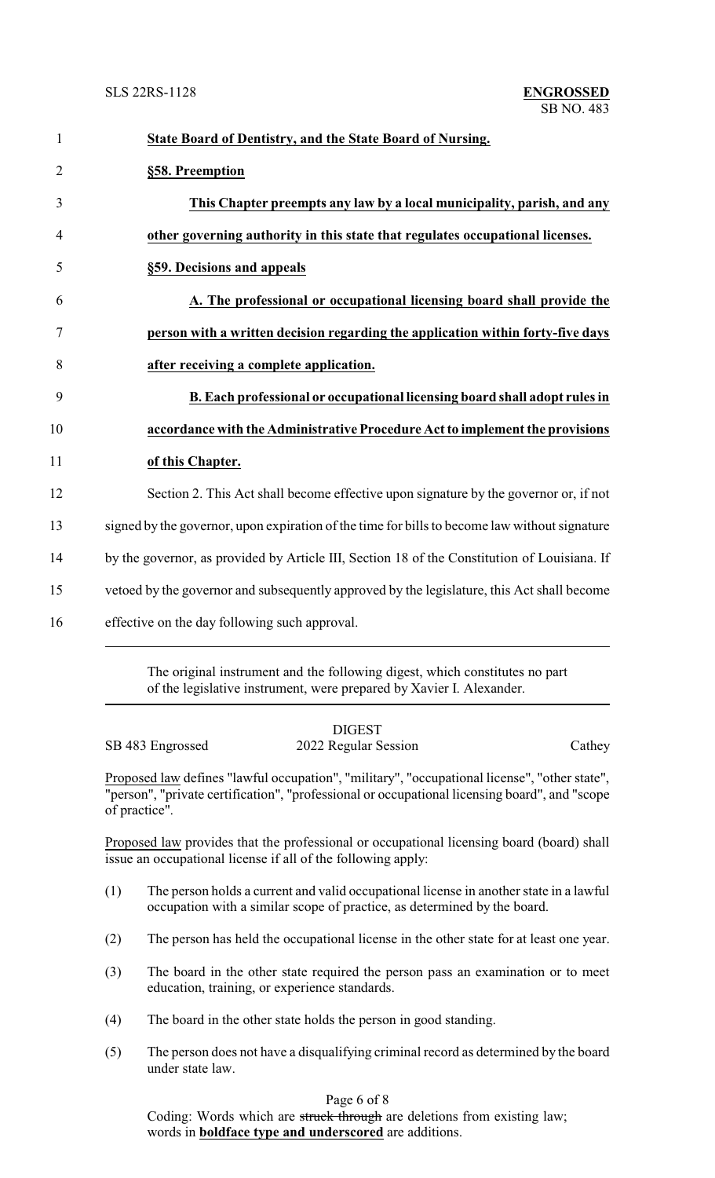**State Board of Dentistry, and the State Board of Nursing.**

**§58. Preemption**

**This Chapter preempts any law by a local municipality, parish, and any other governing authority in this state that regulates occupational licenses.**

**§59. Decisions and appeals**

**A. The professional or occupational licensing board shall provide the person with a written decision regarding the application within forty-five days after receiving a complete application.**

**B. Each professional or occupational licensing board shall adopt rules in accordance with the Administrative Procedure Act to implement the provisions of this Chapter.**

Section 2. This Act shall become effective upon signature by the governor or, if not signed by the governor, upon expiration of the time for bills to become law without signature by the governor, as provided by Article III, Section 18 of the Constitution of Louisiana. If vetoed by the governor and subsequently approved by the legislature, this Act shall become effective on the day following such approval.

---

The original instrument and the following digest, which constitutes no part of the legislative instrument, were prepared by Xavier I. Alexander.

---

DIGEST

SB 483 Engrossed — 2022 Regular Session — Cathey

Proposed law defines "lawful occupation", "military", "occupational license", "other state", "person", "private certification", "professional or occupational licensing board", and "scope of practice".

Proposed law provides that the professional or occupational licensing board (board) shall issue an occupational license if all of the following apply:

(1) The person holds a current and valid occupational license in another state in a lawful occupation with a similar scope of practice, as determined by the board.

(2) The person has held the occupational license in the other state for at least one year.

(3) The board in the other state required the person pass an examination or to meet education, training, or experience standards.

(4) The board in the other state holds the person in good standing.

(5) The person does not have a disqualifying criminal record as determined by the board under state law.

Coding: Words which are ~~struck through~~ are deletions from existing law; words in **boldface type and underscored** are additions.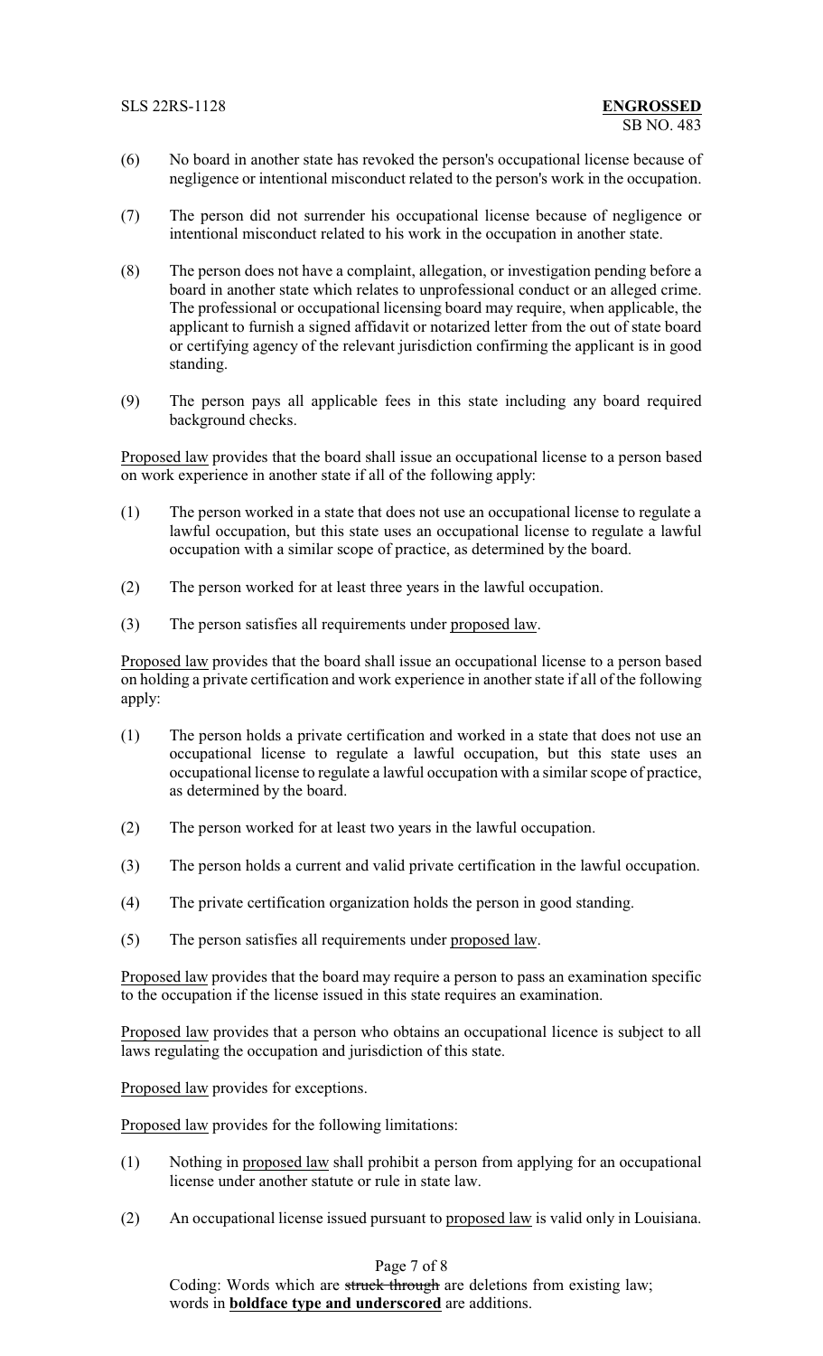(6) No board in another state has revoked the person's occupational license because of negligence or intentional misconduct related to the person's work in the occupation.

(7) The person did not surrender his occupational license because of negligence or intentional misconduct related to his work in the occupation in another state.

(8) The person does not have a complaint, allegation, or investigation pending before a board in another state which relates to unprofessional conduct or an alleged crime. The professional or occupational licensing board may require, when applicable, the applicant to furnish a signed affidavit or notarized letter from the out of state board or certifying agency of the relevant jurisdiction confirming the applicant is in good standing.

(9) The person pays all applicable fees in this state including any board required background checks.

Proposed law provides that the board shall issue an occupational license to a person based on work experience in another state if all of the following apply:

(1) The person worked in a state that does not use an occupational license to regulate a lawful occupation, but this state uses an occupational license to regulate a lawful occupation with a similar scope of practice, as determined by the board.

(2) The person worked for at least three years in the lawful occupation.

(3) The person satisfies all requirements under proposed law.

Proposed law provides that the board shall issue an occupational license to a person based on holding a private certification and work experience in another state if all of the following apply:

(1) The person holds a private certification and worked in a state that does not use an occupational license to regulate a lawful occupation, but this state uses an occupational license to regulate a lawful occupation with a similar scope of practice, as determined by the board.

(2) The person worked for at least two years in the lawful occupation.

(3) The person holds a current and valid private certification in the lawful occupation.

(4) The private certification organization holds the person in good standing.

(5) The person satisfies all requirements under proposed law.

Proposed law provides that the board may require a person to pass an examination specific to the occupation if the license issued in this state requires an examination.

Proposed law provides that a person who obtains an occupational licence is subject to all laws regulating the occupation and jurisdiction of this state.

Proposed law provides for exceptions.

Proposed law provides for the following limitations:

(1) Nothing in proposed law shall prohibit a person from applying for an occupational license under another statute or rule in state law.

(2) An occupational license issued pursuant to proposed law is valid only in Louisiana.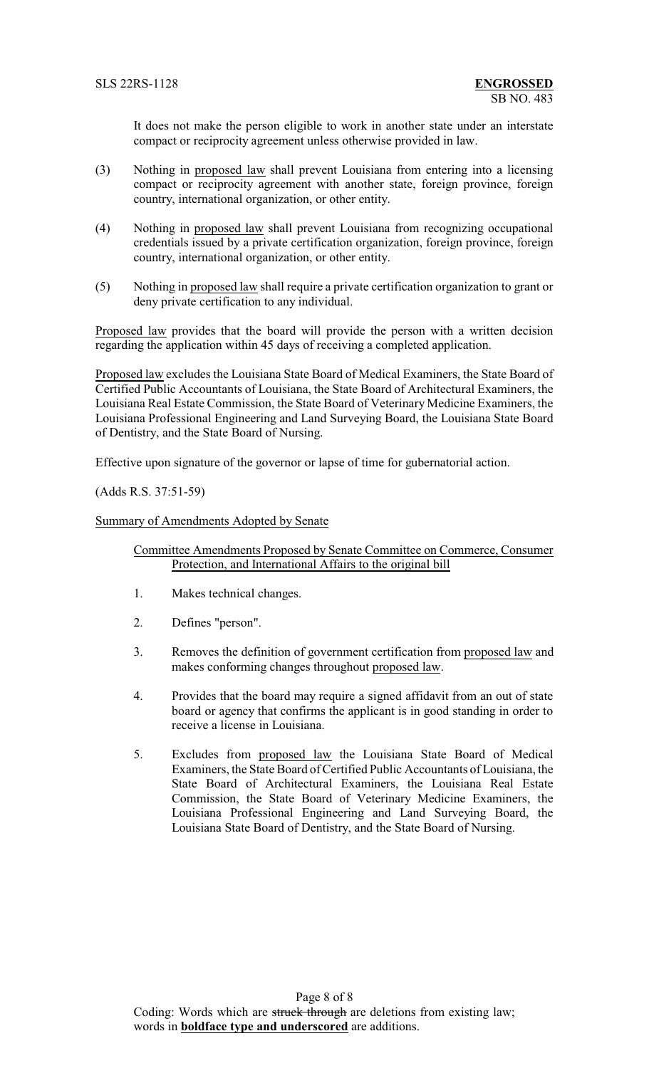It does not make the person eligible to work in another state under an interstate compact or reciprocity agreement unless otherwise provided in law.

(3) Nothing in proposed law shall prevent Louisiana from entering into a licensing compact or reciprocity agreement with another state, foreign province, foreign country, international organization, or other entity.

(4) Nothing in proposed law shall prevent Louisiana from recognizing occupational credentials issued by a private certification organization, foreign province, foreign country, international organization, or other entity.

(5) Nothing in proposed law shall require a private certification organization to grant or deny private certification to any individual.

Proposed law provides that the board will provide the person with a written decision regarding the application within 45 days of receiving a completed application.

Proposed law excludes the Louisiana State Board of Medical Examiners, the State Board of Certified Public Accountants of Louisiana, the State Board of Architectural Examiners, the Louisiana Real Estate Commission, the State Board of Veterinary Medicine Examiners, the Louisiana Professional Engineering and Land Surveying Board, the Louisiana State Board of Dentistry, and the State Board of Nursing.

Effective upon signature of the governor or lapse of time for gubernatorial action.

(Adds R.S. 37:51-59)

Summary of Amendments Adopted by Senate

Committee Amendments Proposed by Senate Committee on Commerce, Consumer Protection, and International Affairs to the original bill

1. Makes technical changes.

2. Defines "person".

3. Removes the definition of government certification from proposed law and makes conforming changes throughout proposed law.

4. Provides that the board may require a signed affidavit from an out of state board or agency that confirms the applicant is in good standing in order to receive a license in Louisiana.

5. Excludes from proposed law the Louisiana State Board of Medical Examiners, the State Board of Certified Public Accountants of Louisiana, the State Board of Architectural Examiners, the Louisiana Real Estate Commission, the State Board of Veterinary Medicine Examiners, the Louisiana Professional Engineering and Land Surveying Board, the Louisiana State Board of Dentistry, and the State Board of Nursing.